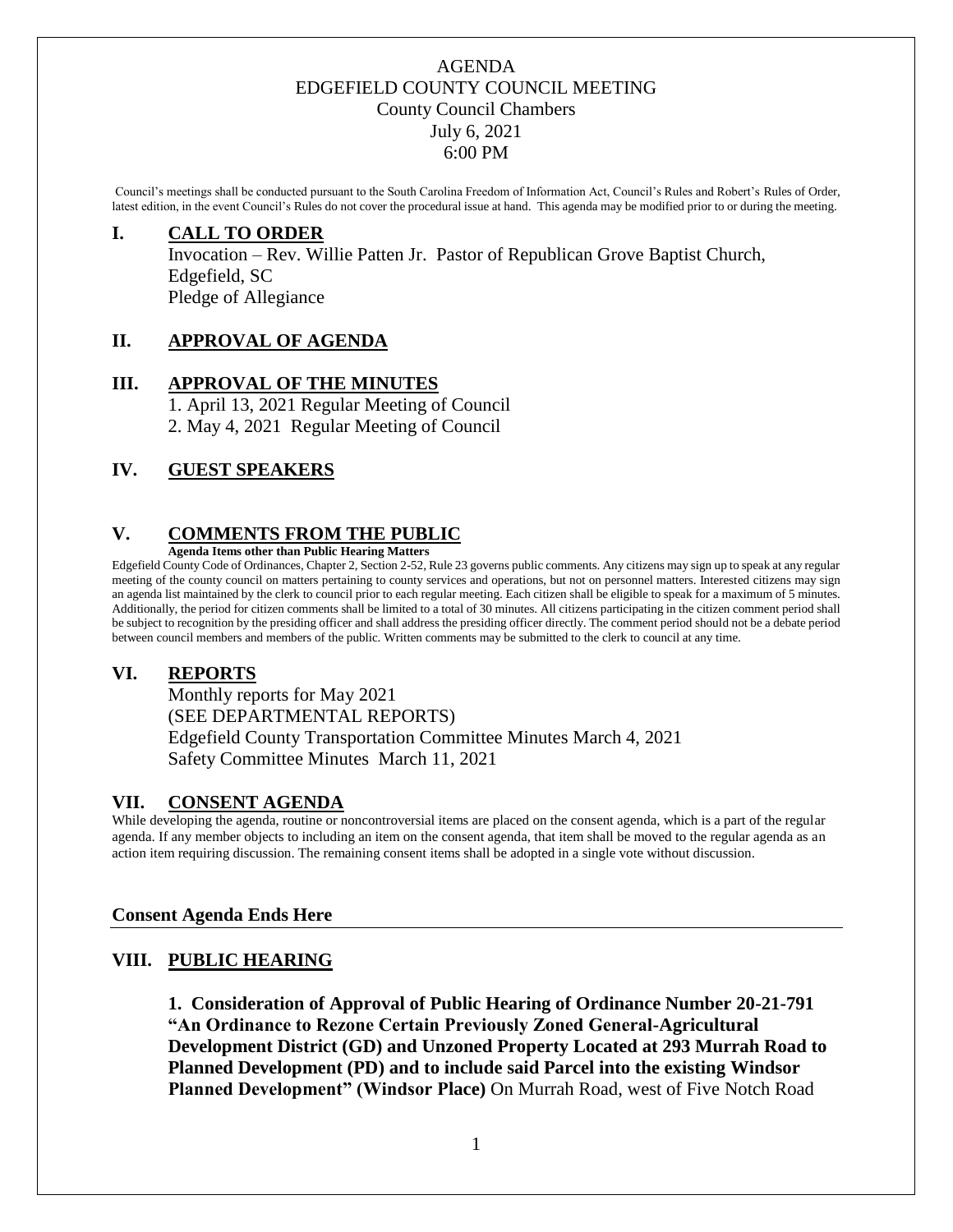# AGENDA
# EDGEFIELD COUNTY COUNCIL MEETING
## County Council Chambers
## July 6, 2021
## 6:00 PM

Council's meetings shall be conducted pursuant to the South Carolina Freedom of Information Act, Council's Rules and Robert's Rules of Order, latest edition, in the event Council's Rules do not cover the procedural issue at hand. This agenda may be modified prior to or during the meeting.

## I. CALL TO ORDER

Invocation – Rev. Willie Patten Jr. Pastor of Republican Grove Baptist Church, Edgefield, SC

Pledge of Allegiance

## II. APPROVAL OF AGENDA

## III. APPROVAL OF THE MINUTES

1. April 13, 2021 Regular Meeting of Council
2. May 4, 2021 Regular Meeting of Council

## IV. GUEST SPEAKERS

## V. COMMENTS FROM THE PUBLIC

**Agenda Items other than Public Hearing Matters**

Edgefield County Code of Ordinances, Chapter 2, Section 2-52, Rule 23 governs public comments. Any citizens may sign up to speak at any regular meeting of the county council on matters pertaining to county services and operations, but not on personnel matters. Interested citizens may sign an agenda list maintained by the clerk to council prior to each regular meeting. Each citizen shall be eligible to speak for a maximum of 5 minutes. Additionally, the period for citizen comments shall be limited to a total of 30 minutes. All citizens participating in the citizen comment period shall be subject to recognition by the presiding officer and shall address the presiding officer directly. The comment period should not be a debate period between council members and members of the public. Written comments may be submitted to the clerk to council at any time.

## VI. REPORTS

Monthly reports for May 2021
(SEE DEPARTMENTAL REPORTS)
Edgefield County Transportation Committee Minutes March 4, 2021
Safety Committee Minutes March 11, 2021

## VII. CONSENT AGENDA

While developing the agenda, routine or noncontroversial items are placed on the consent agenda, which is a part of the regular agenda. If any member objects to including an item on the consent agenda, that item shall be moved to the regular agenda as an action item requiring discussion. The remaining consent items shall be adopted in a single vote without discussion.

**Consent Agenda Ends Here**

## VIII. PUBLIC HEARING

**1. Consideration of Approval of Public Hearing of Ordinance Number 20-21-791 "An Ordinance to Rezone Certain Previously Zoned General-Agricultural Development District (GD) and Unzoned Property Located at 293 Murrah Road to Planned Development (PD) and to include said Parcel into the existing Windsor Planned Development" (Windsor Place)** On Murrah Road, west of Five Notch Road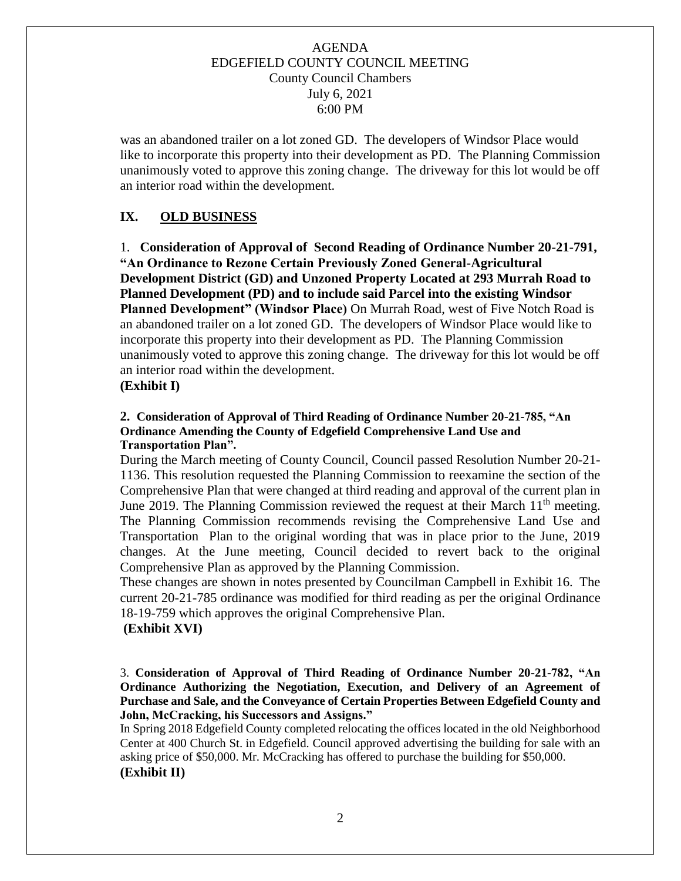was an abandoned trailer on a lot zoned GD. The developers of Windsor Place would like to incorporate this property into their development as PD. The Planning Commission unanimously voted to approve this zoning change. The driveway for this lot would be off an interior road within the development.

## IX. OLD BUSINESS

1. **Consideration of Approval of Second Reading of Ordinance Number 20-21-791, "An Ordinance to Rezone Certain Previously Zoned General-Agricultural Development District (GD) and Unzoned Property Located at 293 Murrah Road to Planned Development (PD) and to include said Parcel into the existing Windsor Planned Development" (Windsor Place)** On Murrah Road, west of Five Notch Road is an abandoned trailer on a lot zoned GD. The developers of Windsor Place would like to incorporate this property into their development as PD. The Planning Commission unanimously voted to approve this zoning change. The driveway for this lot would be off an interior road within the development.
**(Exhibit I)**

**2. Consideration of Approval of Third Reading of Ordinance Number 20-21-785, "An Ordinance Amending the County of Edgefield Comprehensive Land Use and Transportation Plan".**
During the March meeting of County Council, Council passed Resolution Number 20-21-1136. This resolution requested the Planning Commission to reexamine the section of the Comprehensive Plan that were changed at third reading and approval of the current plan in June 2019. The Planning Commission reviewed the request at their March 11th meeting. The Planning Commission recommends revising the Comprehensive Land Use and Transportation Plan to the original wording that was in place prior to the June, 2019 changes. At the June meeting, Council decided to revert back to the original Comprehensive Plan as approved by the Planning Commission.
These changes are shown in notes presented by Councilman Campbell in Exhibit 16. The current 20-21-785 ordinance was modified for third reading as per the original Ordinance 18-19-759 which approves the original Comprehensive Plan.
**(Exhibit XVI)**

3. **Consideration of Approval of Third Reading of Ordinance Number 20-21-782, "An Ordinance Authorizing the Negotiation, Execution, and Delivery of an Agreement of Purchase and Sale, and the Conveyance of Certain Properties Between Edgefield County and John, McCracking, his Successors and Assigns."**
In Spring 2018 Edgefield County completed relocating the offices located in the old Neighborhood Center at 400 Church St. in Edgefield. Council approved advertising the building for sale with an asking price of $50,000. Mr. McCracking has offered to purchase the building for $50,000.
**(Exhibit II)**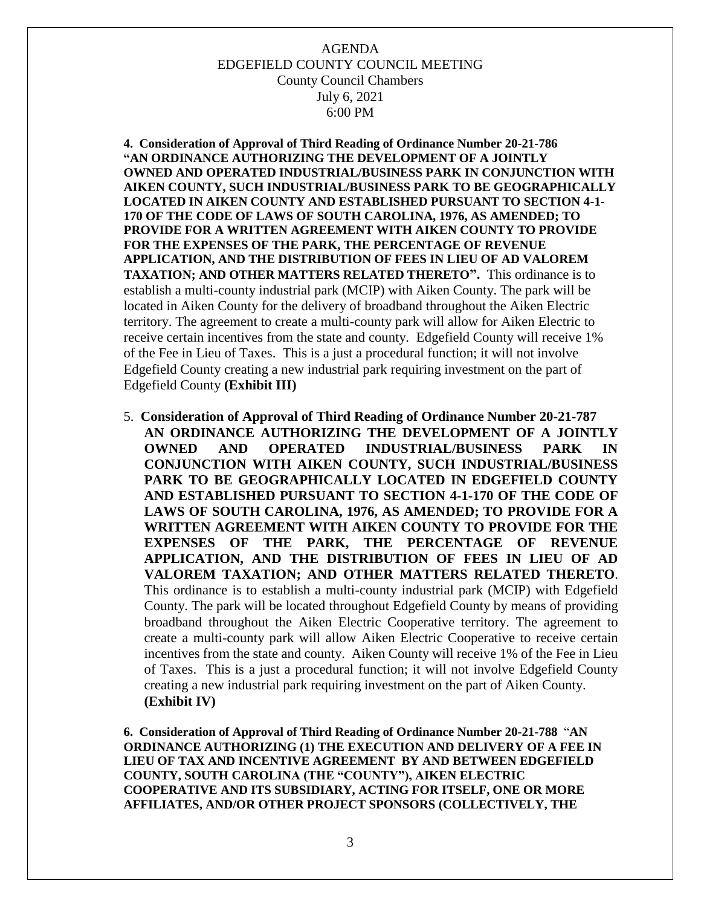AGENDA
EDGEFIELD COUNTY COUNCIL MEETING
County Council Chambers
July 6, 2021
6:00 PM

**4. Consideration of Approval of Third Reading of Ordinance Number 20-21-786 "AN ORDINANCE AUTHORIZING THE DEVELOPMENT OF A JOINTLY OWNED AND OPERATED INDUSTRIAL/BUSINESS PARK IN CONJUNCTION WITH AIKEN COUNTY, SUCH INDUSTRIAL/BUSINESS PARK TO BE GEOGRAPHICALLY LOCATED IN AIKEN COUNTY AND ESTABLISHED PURSUANT TO SECTION 4-1-170 OF THE CODE OF LAWS OF SOUTH CAROLINA, 1976, AS AMENDED; TO PROVIDE FOR A WRITTEN AGREEMENT WITH AIKEN COUNTY TO PROVIDE FOR THE EXPENSES OF THE PARK, THE PERCENTAGE OF REVENUE APPLICATION, AND THE DISTRIBUTION OF FEES IN LIEU OF AD VALOREM TAXATION; AND OTHER MATTERS RELATED THERETO".** This ordinance is to establish a multi-county industrial park (MCIP) with Aiken County. The park will be located in Aiken County for the delivery of broadband throughout the Aiken Electric territory. The agreement to create a multi-county park will allow for Aiken Electric to receive certain incentives from the state and county. Edgefield County will receive 1% of the Fee in Lieu of Taxes. This is a just a procedural function; it will not involve Edgefield County creating a new industrial park requiring investment on the part of Edgefield County **(Exhibit III)**

5. **Consideration of Approval of Third Reading of Ordinance Number 20-21-787 AN ORDINANCE AUTHORIZING THE DEVELOPMENT OF A JOINTLY OWNED AND OPERATED INDUSTRIAL/BUSINESS PARK IN CONJUNCTION WITH AIKEN COUNTY, SUCH INDUSTRIAL/BUSINESS PARK TO BE GEOGRAPHICALLY LOCATED IN EDGEFIELD COUNTY AND ESTABLISHED PURSUANT TO SECTION 4-1-170 OF THE CODE OF LAWS OF SOUTH CAROLINA, 1976, AS AMENDED; TO PROVIDE FOR A WRITTEN AGREEMENT WITH AIKEN COUNTY TO PROVIDE FOR THE EXPENSES OF THE PARK, THE PERCENTAGE OF REVENUE APPLICATION, AND THE DISTRIBUTION OF FEES IN LIEU OF AD VALOREM TAXATION; AND OTHER MATTERS RELATED THERETO**. This ordinance is to establish a multi-county industrial park (MCIP) with Edgefield County. The park will be located throughout Edgefield County by means of providing broadband throughout the Aiken Electric Cooperative territory. The agreement to create a multi-county park will allow Aiken Electric Cooperative to receive certain incentives from the state and county. Aiken County will receive 1% of the Fee in Lieu of Taxes. This is a just a procedural function; it will not involve Edgefield County creating a new industrial park requiring investment on the part of Aiken County. **(Exhibit IV)**

**6. Consideration of Approval of Third Reading of Ordinance Number 20-21-788 "AN ORDINANCE AUTHORIZING (1) THE EXECUTION AND DELIVERY OF A FEE IN LIEU OF TAX AND INCENTIVE AGREEMENT BY AND BETWEEN EDGEFIELD COUNTY, SOUTH CAROLINA (THE "COUNTY"), AIKEN ELECTRIC COOPERATIVE AND ITS SUBSIDIARY, ACTING FOR ITSELF, ONE OR MORE AFFILIATES, AND/OR OTHER PROJECT SPONSORS (COLLECTIVELY, THE**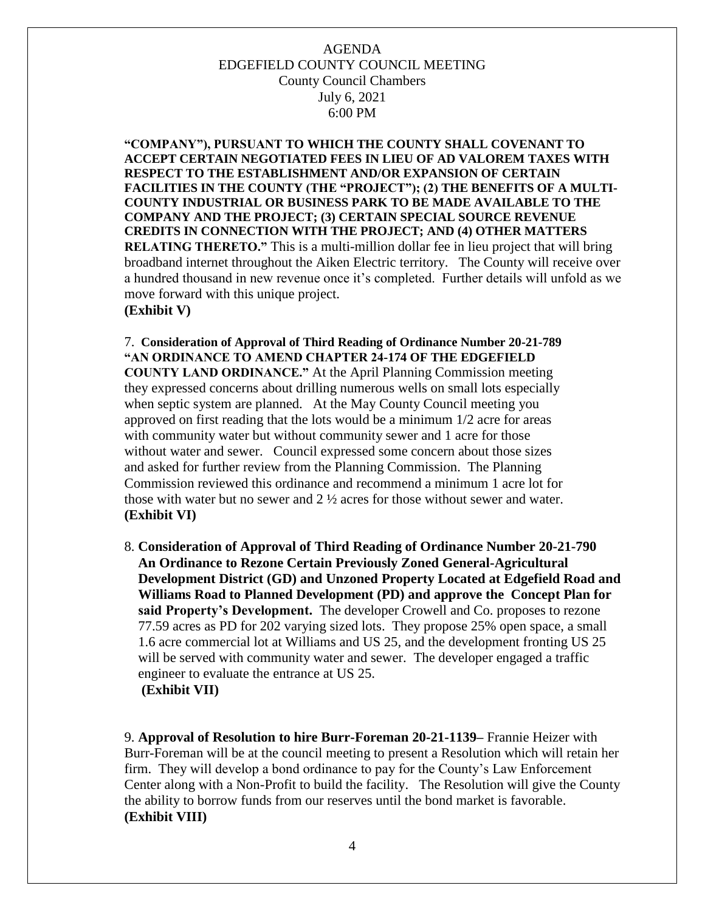**"COMPANY"), PURSUANT TO WHICH THE COUNTY SHALL COVENANT TO ACCEPT CERTAIN NEGOTIATED FEES IN LIEU OF AD VALOREM TAXES WITH RESPECT TO THE ESTABLISHMENT AND/OR EXPANSION OF CERTAIN FACILITIES IN THE COUNTY (THE "PROJECT"); (2) THE BENEFITS OF A MULTI-COUNTY INDUSTRIAL OR BUSINESS PARK TO BE MADE AVAILABLE TO THE COMPANY AND THE PROJECT; (3) CERTAIN SPECIAL SOURCE REVENUE CREDITS IN CONNECTION WITH THE PROJECT; AND (4) OTHER MATTERS RELATING THERETO."** This is a multi-million dollar fee in lieu project that will bring broadband internet throughout the Aiken Electric territory. The County will receive over a hundred thousand in new revenue once it's completed. Further details will unfold as we move forward with this unique project.
**(Exhibit V)**

7. **Consideration of Approval of Third Reading of Ordinance Number 20-21-789 "AN ORDINANCE TO AMEND CHAPTER 24-174 OF THE EDGEFIELD COUNTY LAND ORDINANCE."** At the April Planning Commission meeting they expressed concerns about drilling numerous wells on small lots especially when septic system are planned. At the May County Council meeting you approved on first reading that the lots would be a minimum 1/2 acre for areas with community water but without community sewer and 1 acre for those without water and sewer. Council expressed some concern about those sizes and asked for further review from the Planning Commission. The Planning Commission reviewed this ordinance and recommend a minimum 1 acre lot for those with water but no sewer and 2 ½ acres for those without sewer and water. **(Exhibit VI)**

8. **Consideration of Approval of Third Reading of Ordinance Number 20-21-790 An Ordinance to Rezone Certain Previously Zoned General-Agricultural Development District (GD) and Unzoned Property Located at Edgefield Road and Williams Road to Planned Development (PD) and approve the Concept Plan for said Property's Development.** The developer Crowell and Co. proposes to rezone 77.59 acres as PD for 202 varying sized lots. They propose 25% open space, a small 1.6 acre commercial lot at Williams and US 25, and the development fronting US 25 will be served with community water and sewer. The developer engaged a traffic engineer to evaluate the entrance at US 25.
**(Exhibit VII)**

9. **Approval of Resolution to hire Burr-Foreman 20-21-1139–** Frannie Heizer with Burr-Foreman will be at the council meeting to present a Resolution which will retain her firm. They will develop a bond ordinance to pay for the County's Law Enforcement Center along with a Non-Profit to build the facility. The Resolution will give the County the ability to borrow funds from our reserves until the bond market is favorable.
**(Exhibit VIII)**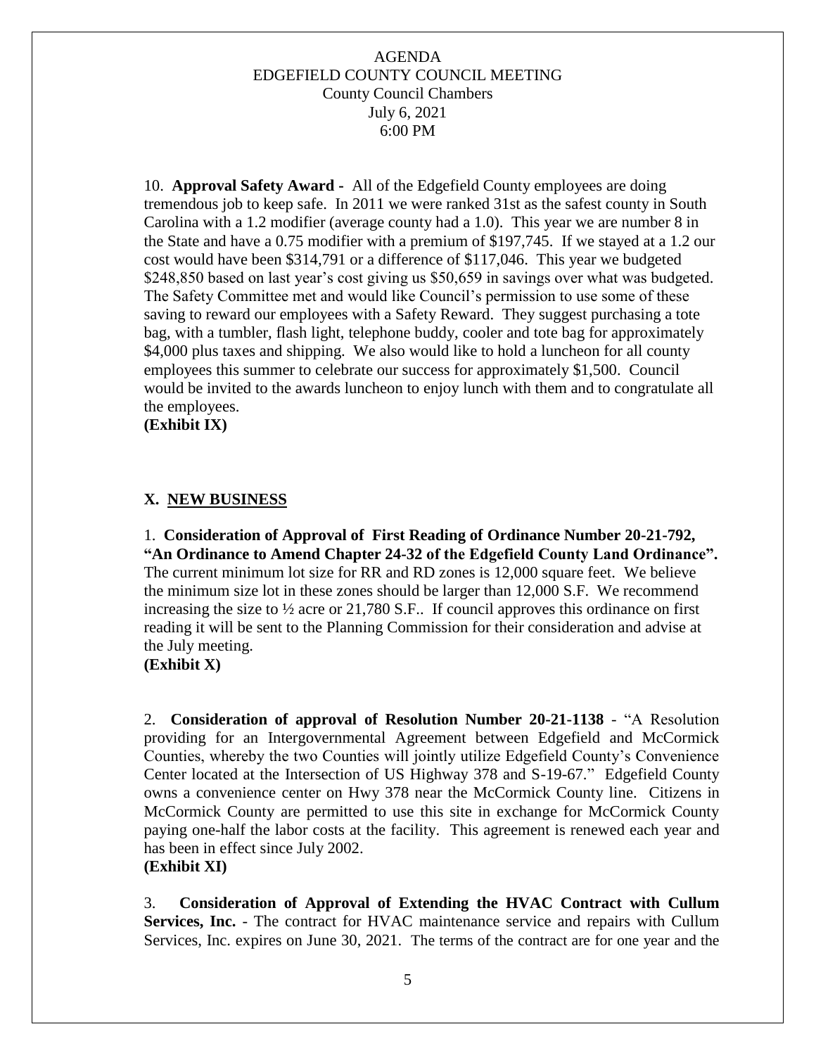AGENDA
EDGEFIELD COUNTY COUNCIL MEETING
County Council Chambers
July 6, 2021
6:00 PM

10. **Approval Safety Award -** All of the Edgefield County employees are doing tremendous job to keep safe. In 2011 we were ranked 31st as the safest county in South Carolina with a 1.2 modifier (average county had a 1.0). This year we are number 8 in the State and have a 0.75 modifier with a premium of $197,745. If we stayed at a 1.2 our cost would have been $314,791 or a difference of $117,046. This year we budgeted $248,850 based on last year's cost giving us $50,659 in savings over what was budgeted. The Safety Committee met and would like Council's permission to use some of these saving to reward our employees with a Safety Reward. They suggest purchasing a tote bag, with a tumbler, flash light, telephone buddy, cooler and tote bag for approximately $4,000 plus taxes and shipping. We also would like to hold a luncheon for all county employees this summer to celebrate our success for approximately $1,500. Council would be invited to the awards luncheon to enjoy lunch with them and to congratulate all the employees.
**(Exhibit IX)**

## X. NEW BUSINESS

1. **Consideration of Approval of First Reading of Ordinance Number 20-21-792, "An Ordinance to Amend Chapter 24-32 of the Edgefield County Land Ordinance".** The current minimum lot size for RR and RD zones is 12,000 square feet. We believe the minimum size lot in these zones should be larger than 12,000 S.F. We recommend increasing the size to ½ acre or 21,780 S.F.. If council approves this ordinance on first reading it will be sent to the Planning Commission for their consideration and advise at the July meeting.
**(Exhibit X)**

2. **Consideration of approval of Resolution Number 20-21-1138** - "A Resolution providing for an Intergovernmental Agreement between Edgefield and McCormick Counties, whereby the two Counties will jointly utilize Edgefield County's Convenience Center located at the Intersection of US Highway 378 and S-19-67." Edgefield County owns a convenience center on Hwy 378 near the McCormick County line. Citizens in McCormick County are permitted to use this site in exchange for McCormick County paying one-half the labor costs at the facility. This agreement is renewed each year and has been in effect since July 2002.
**(Exhibit XI)**

3. **Consideration of Approval of Extending the HVAC Contract with Cullum Services, Inc.** - The contract for HVAC maintenance service and repairs with Cullum Services, Inc. expires on June 30, 2021. The terms of the contract are for one year and the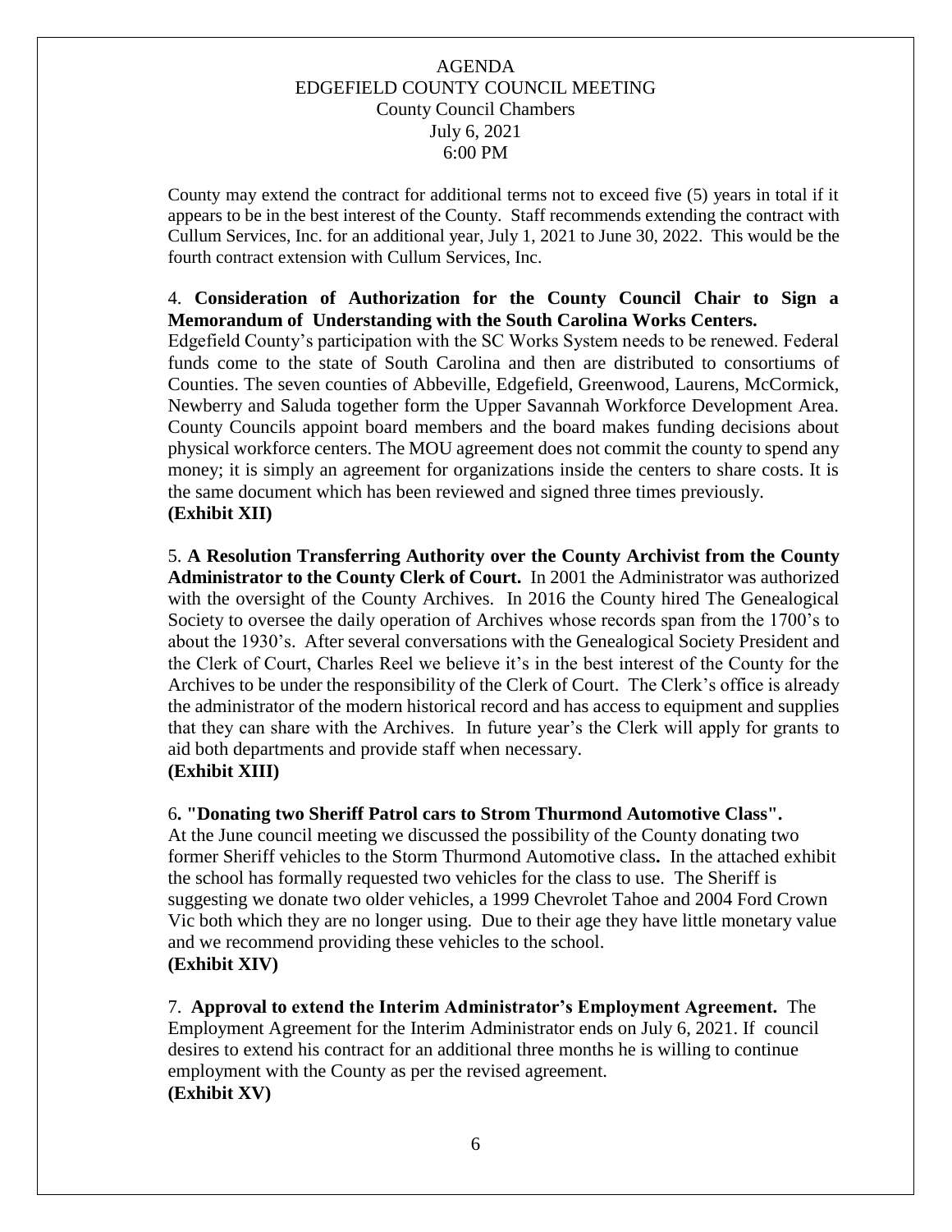AGENDA
EDGEFIELD COUNTY COUNCIL MEETING
County Council Chambers
July 6, 2021
6:00 PM

County may extend the contract for additional terms not to exceed five (5) years in total if it appears to be in the best interest of the County. Staff recommends extending the contract with Cullum Services, Inc. for an additional year, July 1, 2021 to June 30, 2022. This would be the fourth contract extension with Cullum Services, Inc.

4. **Consideration of Authorization for the County Council Chair to Sign a Memorandum of Understanding with the South Carolina Works Centers.**
Edgefield County's participation with the SC Works System needs to be renewed. Federal funds come to the state of South Carolina and then are distributed to consortiums of Counties. The seven counties of Abbeville, Edgefield, Greenwood, Laurens, McCormick, Newberry and Saluda together form the Upper Savannah Workforce Development Area. County Councils appoint board members and the board makes funding decisions about physical workforce centers. The MOU agreement does not commit the county to spend any money; it is simply an agreement for organizations inside the centers to share costs. It is the same document which has been reviewed and signed three times previously.
**(Exhibit XII)**

5. **A Resolution Transferring Authority over the County Archivist from the County Administrator to the County Clerk of Court.** In 2001 the Administrator was authorized with the oversight of the County Archives. In 2016 the County hired The Genealogical Society to oversee the daily operation of Archives whose records span from the 1700's to about the 1930's. After several conversations with the Genealogical Society President and the Clerk of Court, Charles Reel we believe it's in the best interest of the County for the Archives to be under the responsibility of the Clerk of Court. The Clerk's office is already the administrator of the modern historical record and has access to equipment and supplies that they can share with the Archives. In future year's the Clerk will apply for grants to aid both departments and provide staff when necessary.
**(Exhibit XIII)**

6**. "Donating two Sheriff Patrol cars to Strom Thurmond Automotive Class".**
At the June council meeting we discussed the possibility of the County donating two former Sheriff vehicles to the Storm Thurmond Automotive class**.** In the attached exhibit the school has formally requested two vehicles for the class to use. The Sheriff is suggesting we donate two older vehicles, a 1999 Chevrolet Tahoe and 2004 Ford Crown Vic both which they are no longer using. Due to their age they have little monetary value and we recommend providing these vehicles to the school.
**(Exhibit XIV)**

7. **Approval to extend the Interim Administrator's Employment Agreement.** The Employment Agreement for the Interim Administrator ends on July 6, 2021. If council desires to extend his contract for an additional three months he is willing to continue employment with the County as per the revised agreement.
**(Exhibit XV)**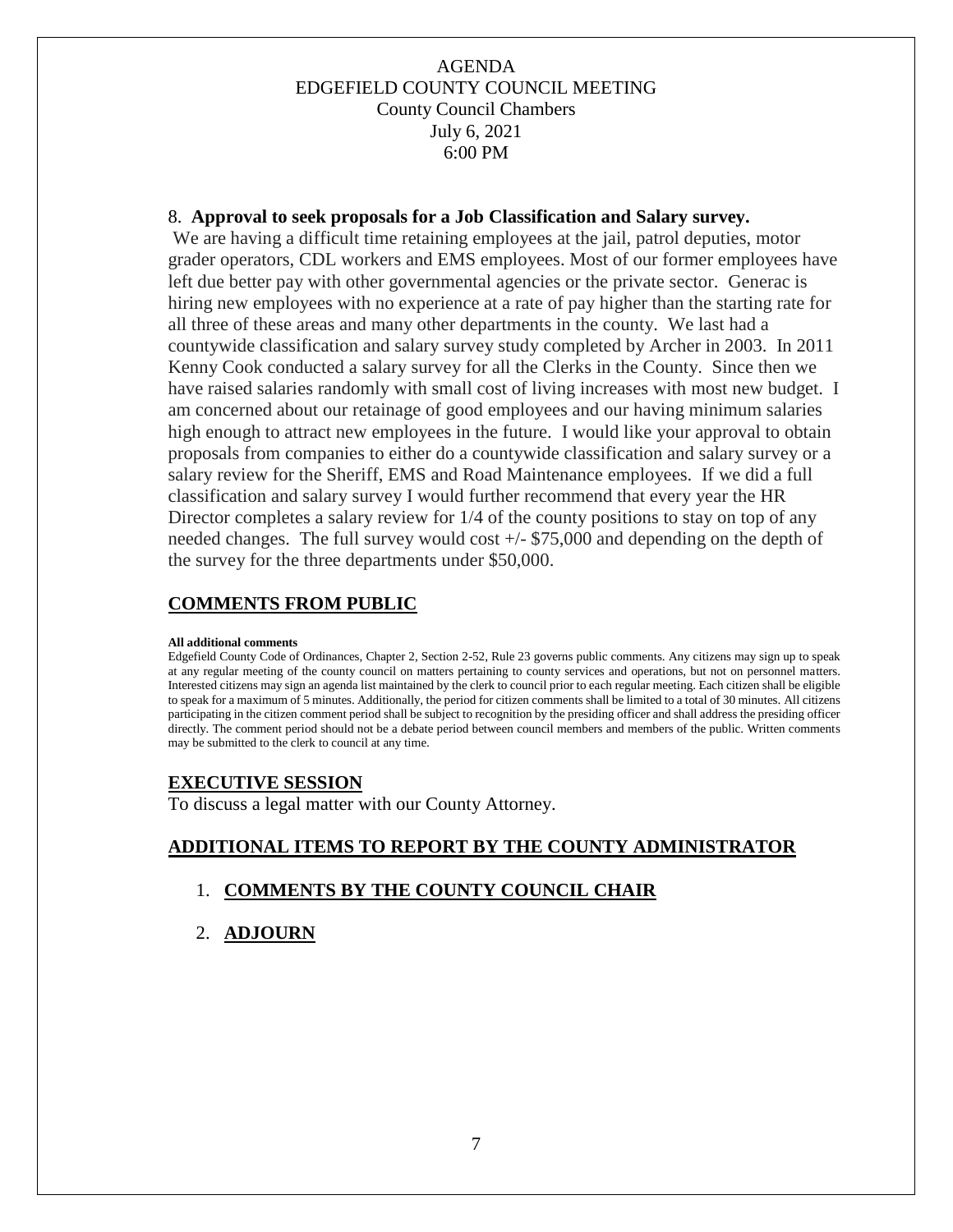AGENDA
EDGEFIELD COUNTY COUNCIL MEETING
County Council Chambers
July 6, 2021
6:00 PM

8. **Approval to seek proposals for a Job Classification and Salary survey.**

We are having a difficult time retaining employees at the jail, patrol deputies, motor grader operators, CDL workers and EMS employees. Most of our former employees have left due better pay with other governmental agencies or the private sector. Generac is hiring new employees with no experience at a rate of pay higher than the starting rate for all three of these areas and many other departments in the county. We last had a countywide classification and salary survey study completed by Archer in 2003. In 2011 Kenny Cook conducted a salary survey for all the Clerks in the County. Since then we have raised salaries randomly with small cost of living increases with most new budget. I am concerned about our retainage of good employees and our having minimum salaries high enough to attract new employees in the future. I would like your approval to obtain proposals from companies to either do a countywide classification and salary survey or a salary review for the Sheriff, EMS and Road Maintenance employees. If we did a full classification and salary survey I would further recommend that every year the HR Director completes a salary review for 1/4 of the county positions to stay on top of any needed changes. The full survey would cost +/- $75,000 and depending on the depth of the survey for the three departments under $50,000.

## COMMENTS FROM PUBLIC

**All additional comments**

Edgefield County Code of Ordinances, Chapter 2, Section 2-52, Rule 23 governs public comments. Any citizens may sign up to speak at any regular meeting of the county council on matters pertaining to county services and operations, but not on personnel matters. Interested citizens may sign an agenda list maintained by the clerk to council prior to each regular meeting. Each citizen shall be eligible to speak for a maximum of 5 minutes. Additionally, the period for citizen comments shall be limited to a total of 30 minutes. All citizens participating in the citizen comment period shall be subject to recognition by the presiding officer and shall address the presiding officer directly. The comment period should not be a debate period between council members and members of the public. Written comments may be submitted to the clerk to council at any time.

## EXECUTIVE SESSION

To discuss a legal matter with our County Attorney.

## ADDITIONAL ITEMS TO REPORT BY THE COUNTY ADMINISTRATOR

1. **COMMENTS BY THE COUNTY COUNCIL CHAIR**
2. **ADJOURN**